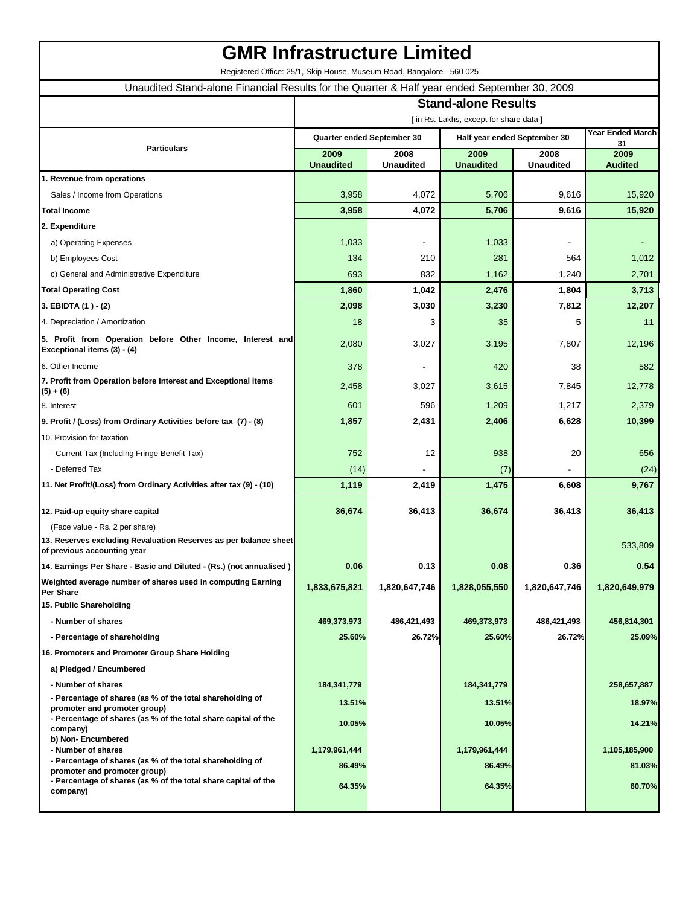# GMR Infrastructure Limited

Registered Office: 25/1, Skip House, Museum Road, Bangalore - 560 025

Unaudited Stand-alone Financial Results for the Quarter & Half year ended September 30, 2009

| Particulars | Stand-alone Results | | | | |
|---|---|---|---|---|---|
| | [ in Rs. Lakhs, except for share data ] | | | | |
| | Quarter ended September 30 | | Half year ended September 30 | | Year Ended March 31 |
| | 2009 Unaudited | 2008 Unaudited | 2009 Unaudited | 2008 Unaudited | 2009 Audited |
| **1. Revenue from operations** | | | | | |
| Sales / Income from Operations | 3,958 | 4,072 | 5,706 | 9,616 | 15,920 |
| **Total Income** | **3,958** | **4,072** | **5,706** | **9,616** | **15,920** |
| **2. Expenditure** | | | | | |
| a) Operating Expenses | 1,033 | - | 1,033 | - | - |
| b) Employees Cost | 134 | 210 | 281 | 564 | 1,012 |
| c) General and Administrative Expenditure | 693 | 832 | 1,162 | 1,240 | 2,701 |
| **Total Operating Cost** | **1,860** | **1,042** | **2,476** | **1,804** | **3,713** |
| **3. EBIDTA (1 ) - (2)** | **2,098** | **3,030** | **3,230** | **7,812** | **12,207** |
| 4. Depreciation / Amortization | 18 | 3 | 35 | 5 | 11 |
| **5. Profit from Operation before Other Income, Interest and Exceptional items (3) - (4)** | 2,080 | 3,027 | 3,195 | 7,807 | 12,196 |
| 6. Other Income | 378 | - | 420 | 38 | 582 |
| **7. Profit from Operation before Interest and Exceptional items (5) + (6)** | 2,458 | 3,027 | 3,615 | 7,845 | 12,778 |
| 8. Interest | 601 | 596 | 1,209 | 1,217 | 2,379 |
| **9. Profit / (Loss) from Ordinary Activities before tax (7) - (8)** | **1,857** | **2,431** | **2,406** | **6,628** | **10,399** |
| 10. Provision for taxation | | | | | |
| - Current Tax (Including Fringe Benefit Tax) | 752 | 12 | 938 | 20 | 656 |
| - Deferred Tax | (14) | - | (7) | - | (24) |
| **11. Net Profit/(Loss) from Ordinary Activities after tax (9) - (10)** | **1,119** | **2,419** | **1,475** | **6,608** | **9,767** |
| **12. Paid-up equity share capital** | **36,674** | **36,413** | **36,674** | **36,413** | **36,413** |
| (Face value - Rs. 2 per share) | | | | | |
| **13. Reserves excluding Revaluation Reserves as per balance sheet of previous accounting year** | | | | | 533,809 |
| **14. Earnings Per Share - Basic and Diluted - (Rs.) (not annualised )** | **0.06** | **0.13** | **0.08** | **0.36** | **0.54** |
| **Weighted average number of shares used in computing Earning Per Share** | **1,833,675,821** | **1,820,647,746** | **1,828,055,550** | **1,820,647,746** | **1,820,649,979** |
| **15. Public Shareholding** | | | | | |
| **- Number of shares** | **469,373,973** | **486,421,493** | **469,373,973** | **486,421,493** | **456,814,301** |
| **- Percentage of shareholding** | **25.60%** | **26.72%** | **25.60%** | **26.72%** | **25.09%** |
| **16. Promoters and Promoter Group Share Holding** | | | | | |
| **a) Pledged / Encumbered** | | | | | |
| **- Number of shares** | **184,341,779** | | **184,341,779** | | **258,657,887** |
| **- Percentage of shares (as % of the total shareholding of promoter and promoter group)** | **13.51%** | | **13.51%** | | **18.97%** |
| **- Percentage of shares (as % of the total share capital of the company)** | **10.05%** | | **10.05%** | | **14.21%** |
| **b) Non- Encumbered** | | | | | |
| **- Number of shares** | **1,179,961,444** | | **1,179,961,444** | | **1,105,185,900** |
| **- Percentage of shares (as % of the total shareholding of promoter and promoter group)** | **86.49%** | | **86.49%** | | **81.03%** |
| **- Percentage of shares (as % of the total share capital of the company)** | **64.35%** | | **64.35%** | | **60.70%** |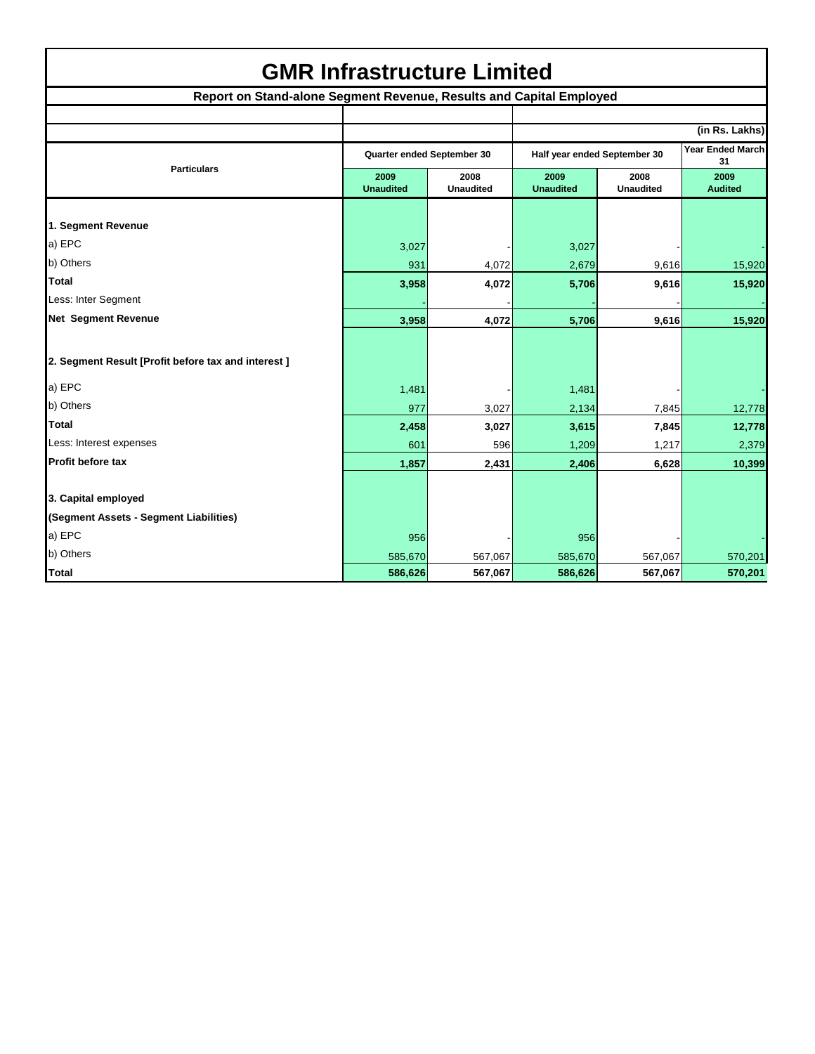# GMR Infrastructure Limited

**Report on Stand-alone Segment Revenue, Results and Capital Employed**

(in Rs. Lakhs)

| Particulars | Quarter ended September 30 | | Half year ended September 30 | | Year Ended March 31 |
|---|---|---|---|---|---|
| | 2009 Unaudited | 2008 Unaudited | 2009 Unaudited | 2008 Unaudited | 2009 Audited |
| **1. Segment Revenue** | | | | | |
| a) EPC | 3,027 | - | 3,027 | - | - |
| b) Others | 931 | 4,072 | 2,679 | 9,616 | 15,920 |
| **Total** | **3,958** | **4,072** | **5,706** | **9,616** | **15,920** |
| Less: Inter Segment | - | - | - | - | - |
| **Net Segment Revenue** | **3,958** | **4,072** | **5,706** | **9,616** | **15,920** |
| **2. Segment Result [Profit before tax and interest ]** | | | | | |
| a) EPC | 1,481 | - | 1,481 | - | - |
| b) Others | 977 | 3,027 | 2,134 | 7,845 | 12,778 |
| **Total** | **2,458** | **3,027** | **3,615** | **7,845** | **12,778** |
| Less: Interest expenses | 601 | 596 | 1,209 | 1,217 | 2,379 |
| **Profit before tax** | **1,857** | **2,431** | **2,406** | **6,628** | **10,399** |
| **3. Capital employed** | | | | | |
| **(Segment Assets - Segment Liabilities)** | | | | | |
| a) EPC | 956 | - | 956 | - | - |
| b) Others | 585,670 | 567,067 | 585,670 | 567,067 | 570,201 |
| **Total** | **586,626** | **567,067** | **586,626** | **567,067** | **570,201** |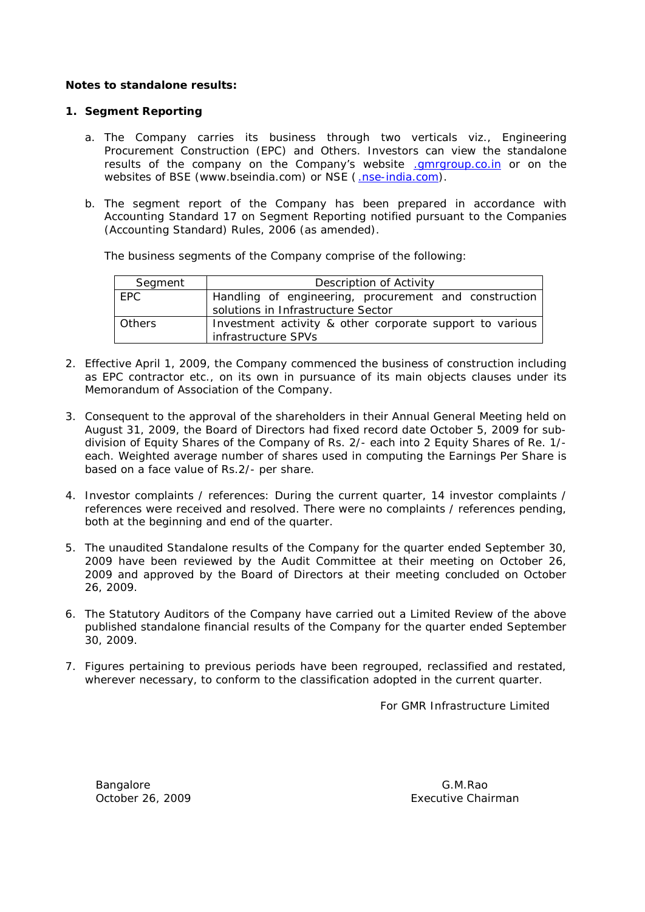**Notes to standalone results:**

1. **Segment Reporting**

   a. The Company carries its business through two verticals viz., Engineering Procurement Construction (EPC) and Others. Investors can view the standalone results of the company on the Company's website .gmrgroup.co.in or on the websites of BSE (www.bseindia.com) or NSE ( .nse-india.com).

   b. The segment report of the Company has been prepared in accordance with Accounting Standard 17 on Segment Reporting notified pursuant to the Companies (Accounting Standard) Rules, 2006 (as amended).

   The business segments of the Company comprise of the following:

| Segment | Description of Activity |
|---|---|
| EPC | Handling of engineering, procurement and construction solutions in Infrastructure Sector |
| Others | Investment activity & other corporate support to various infrastructure SPVs |

2. Effective April 1, 2009, the Company commenced the business of construction including as EPC contractor etc., on its own in pursuance of its main objects clauses under its Memorandum of Association of the Company.

3. Consequent to the approval of the shareholders in their Annual General Meeting held on August 31, 2009, the Board of Directors had fixed record date October 5, 2009 for sub-division of Equity Shares of the Company of Rs. 2/- each into 2 Equity Shares of Re. 1/- each. Weighted average number of shares used in computing the Earnings Per Share is based on a face value of Rs.2/- per share.

4. Investor complaints / references: During the current quarter, 14 investor complaints / references were received and resolved. There were no complaints / references pending, both at the beginning and end of the quarter.

5. The unaudited Standalone results of the Company for the quarter ended September 30, 2009 have been reviewed by the Audit Committee at their meeting on October 26, 2009 and approved by the Board of Directors at their meeting concluded on October 26, 2009.

6. The Statutory Auditors of the Company have carried out a Limited Review of the above published standalone financial results of the Company for the quarter ended September 30, 2009.

7. Figures pertaining to previous periods have been regrouped, reclassified and restated, wherever necessary, to conform to the classification adopted in the current quarter.

For GMR Infrastructure Limited

Bangalore
October 26, 2009

G.M.Rao
Executive Chairman